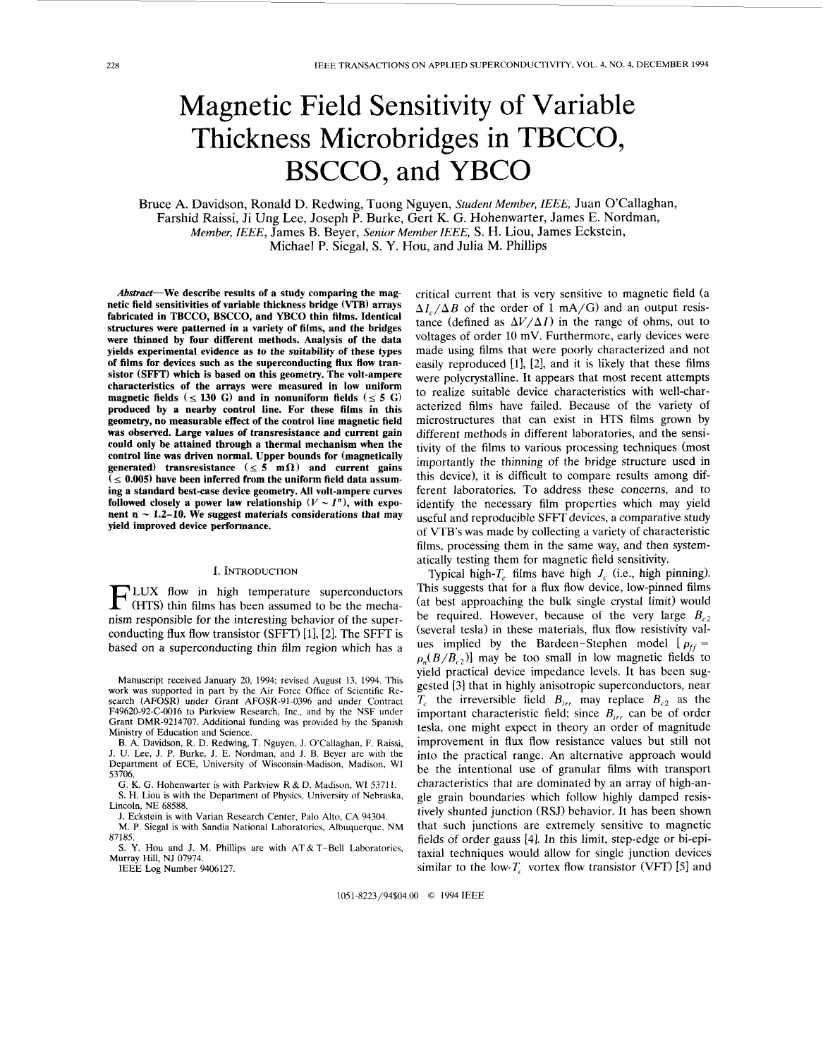# Magnetic Field Sensitivity of Variable Thickness Microbridges in TBCCO, BSCCO, and YBCO

Bruce A. Davidson, Ronald D. Redwing, Tuong Nguyen, *Student Member, IEEE,* Juan O'Callaghan, Farshid Raissi, Ji Ung Lee, Joseph P. Burke, Gert K. G. Hohenwarter, James E. Nordman, *Member, IEEE,* James B. Beyer, *Senior Member IEEE,* S. H. Liou, James Eckstein, Michael P. Siegal, S. Y. Hou, and Julia M. Phillips

***Abstract*—We describe results of a study comparing the magnetic field sensitivities of variable thickness bridge (VTB) arrays fabricated in TBCCO, BSCCO, and YBCO thin films. Identical structures were patterned in a variety of films, and the bridges were thinned by four different methods. Analysis of the data yields experimental evidence as to the suitability of these types of films for devices such as the superconducting flux flow transistor (SFFT) which is based on this geometry. The volt-ampere characteristics of the arrays were measured in low uniform magnetic fields ($\leq$ 130 G) and in nonuniform fields ($\leq$ 5 G) produced by a nearby control line. For these films in this geometry, no measurable effect of the control line magnetic field was observed. Large values of transresistance and current gain could only be attained through a thermal mechanism when the control line was driven normal. Upper bounds for (magnetically generated) transresistance ($\leq$ 5 m$\Omega$) and current gains ($\leq$ 0.005) have been inferred from the uniform field data assuming a standard best-case device geometry. All volt-ampere curves followed closely a power law relationship ($V \sim I^n$), with exponent n $\sim$ 1.2–10. We suggest materials considerations that may yield improved device performance.**

## I. Introduction

Flux flow in high temperature superconductors (HTS) thin films has been assumed to be the mechanism responsible for the interesting behavior of the superconducting flux flow transistor (SFFT) [1], [2]. The SFFT is based on a superconducting thin film region which has a critical current that is very sensitive to magnetic field (a $\Delta I_c/\Delta B$ of the order of 1 mA/G) and an output resistance (defined as $\Delta V/\Delta I$) in the range of ohms, out to voltages of order 10 mV. Furthermore, early devices were made using films that were poorly characterized and not easily reproduced [1], [2], and it is likely that these films were polycrystalline. It appears that most recent attempts to realize suitable device characteristics with well-characterized films have failed. Because of the variety of microstructures that can exist in HTS films grown by different methods in different laboratories, and the sensitivity of the films to various processing techniques (most importantly the thinning of the bridge structure used in this device), it is difficult to compare results among different laboratories. To address these concerns, and to identify the necessary film properties which may yield useful and reproducible SFFT devices, a comparative study of VTB's was made by collecting a variety of characteristic films, processing them in the same way, and then systematically testing them for magnetic field sensitivity.

Typical high-$T_c$ films have high $J_c$ (i.e., high pinning). This suggests that for a flux flow device, low-pinned films (at best approaching the bulk single crystal limit) would be required. However, because of the very large $B_{c2}$ (several tesla) in these materials, flux flow resistivity values implied by the Bardeen–Stephen model [$\rho_{ff} = \rho_n(B/B_{c2})$] may be too small in low magnetic fields to yield practical device impedance levels. It has been suggested [3] that in highly anisotropic superconductors, near $T_c$ the irreversible field $B_{irr}$ may replace $B_{c2}$ as the important characteristic field; since $B_{irr}$ can be of order tesla, one might expect in theory an order of magnitude improvement in flux flow resistance values but still not into the practical range. An alternative approach would be the intentional use of granular films with transport characteristics that are dominated by an array of high-angle grain boundaries which follow highly damped resistively shunted junction (RSJ) behavior. It has been shown that such junctions are extremely sensitive to magnetic fields of order gauss [4]. In this limit, step-edge or bi-epitaxial techniques would allow for single junction devices similar to the low-$T_c$ vortex flow transistor (VFT) [5] and

---

Manuscript received January 20, 1994; revised August 13, 1994. This work was supported in part by the Air Force Office of Scientific Research (AFOSR) under Grant AFOSR-91-0396 and under Contract F49620-92-C-0016 to Parkview Research, Inc., and by the NSF under Grant DMR-9214707. Additional funding was provided by the Spanish Ministry of Education and Science.

B. A. Davidson, R. D. Redwing, T. Nguyen, J. O'Callaghan, F. Raissi, J. U. Lee, J. P. Burke, J. E. Nordman, and J. B. Beyer are with the Department of ECE, University of Wisconsin-Madison, Madison, WI 53706.

G. K. G. Hohenwarter is with Parkview R & D, Madison, WI 53711.

S. H. Liou is with the Department of Physics, University of Nebraska, Lincoln, NE 68588.

J. Eckstein is with Varian Research Center, Palo Alto, CA 94304.

M. P. Siegal is with Sandia National Laboratories, Albuquerque, NM 87185.

S. Y. Hou and J. M. Phillips are with AT & T-Bell Laboratories, Murray Hill, NJ 07974.

IEEE Log Number 9406127.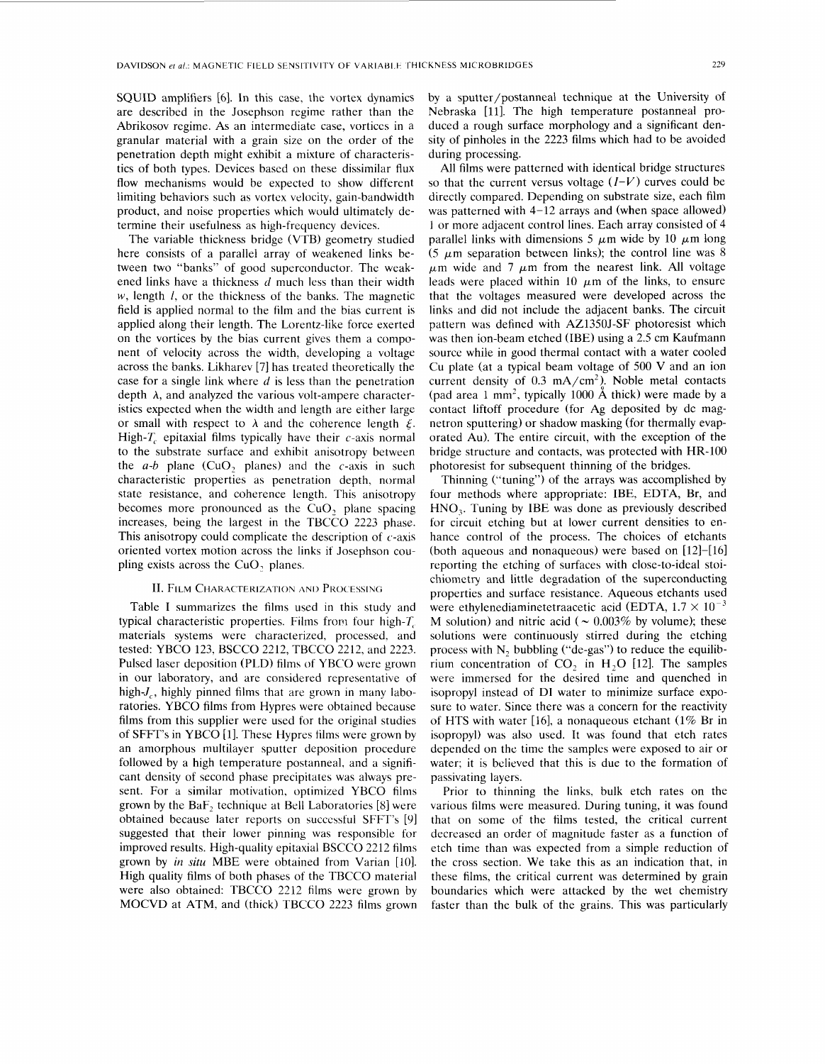SQUID amplifiers [6]. In this case, the vortex dynamics are described in the Josephson regime rather than the Abrikosov regime. As an intermediate case, vortices in a granular material with a grain size on the order of the penetration depth might exhibit a mixture of characteristics of both types. Devices based on these dissimilar flux flow mechanisms would be expected to show different limiting behaviors such as vortex velocity, gain-bandwidth product, and noise properties which would ultimately determine their usefulness as high-frequency devices.

The variable thickness bridge (VTB) geometry studied here consists of a parallel array of weakened links between two "banks" of good superconductor. The weakened links have a thickness $d$ much less than their width $w$, length $l$, or the thickness of the banks. The magnetic field is applied normal to the film and the bias current is applied along their length. The Lorentz-like force exerted on the vortices by the bias current gives them a component of velocity across the width, developing a voltage across the banks. Likharev [7] has treated theoretically the case for a single link where $d$ is less than the penetration depth $\lambda$, and analyzed the various volt-ampere characteristics expected when the width and length are either large or small with respect to $\lambda$ and the coherence length $\xi$. High-$T_c$ epitaxial films typically have their $c$-axis normal to the substrate surface and exhibit anisotropy between the $a$-$b$ plane ($CuO_2$ planes) and the $c$-axis in such characteristic properties as penetration depth, normal state resistance, and coherence length. This anisotropy becomes more pronounced as the $CuO_2$ plane spacing increases, being the largest in the TBCCO 2223 phase. This anisotropy could complicate the description of $c$-axis oriented vortex motion across the links if Josephson coupling exists across the $CuO_2$ planes.

## II. Film Characterization and Processing

Table I summarizes the films used in this study and typical characteristic properties. Films from four high-$T_c$ materials systems were characterized, processed, and tested: YBCO 123, BSCCO 2212, TBCCO 2212, and 2223. Pulsed laser deposition (PLD) films of YBCO were grown in our laboratory, and are considered representative of high-$J_c$, highly pinned films that are grown in many laboratories. YBCO films from Hypres were obtained because films from this supplier were used for the original studies of SFFT's in YBCO [1]. These Hypres films were grown by an amorphous multilayer sputter deposition procedure followed by a high temperature postanneal, and a significant density of second phase precipitates was always present. For a similar motivation, optimized YBCO films grown by the $BaF_2$ technique at Bell Laboratories [8] were obtained because later reports on successful SFFT's [9] suggested that their lower pinning was responsible for improved results. High-quality epitaxial BSCCO 2212 films grown by *in situ* MBE were obtained from Varian [10]. High quality films of both phases of the TBCCO material were also obtained: TBCCO 2212 films were grown by MOCVD at ATM, and (thick) TBCCO 2223 films grown by a sputter/postanneal technique at the University of Nebraska [11]. The high temperature postanneal produced a rough surface morphology and a significant density of pinholes in the 2223 films which had to be avoided during processing.

All films were patterned with identical bridge structures so that the current versus voltage ($I$-$V$) curves could be directly compared. Depending on substrate size, each film was patterned with 4–12 arrays and (when space allowed) 1 or more adjacent control lines. Each array consisted of 4 parallel links with dimensions 5 $\mu$m wide by 10 $\mu$m long (5 $\mu$m separation between links); the control line was 8 $\mu$m wide and 7 $\mu$m from the nearest link. All voltage leads were placed within 10 $\mu$m of the links, to ensure that the voltages measured were developed across the links and did not include the adjacent banks. The circuit pattern was defined with AZ1350J-SF photoresist which was then ion-beam etched (IBE) using a 2.5 cm Kaufmann source while in good thermal contact with a water cooled Cu plate (at a typical beam voltage of 500 V and an ion current density of 0.3 mA/cm$^2$). Noble metal contacts (pad area 1 mm$^2$, typically 1000 Å thick) were made by a contact liftoff procedure (for Ag deposited by dc magnetron sputtering) or shadow masking (for thermally evaporated Au). The entire circuit, with the exception of the bridge structure and contacts, was protected with HR-100 photoresist for subsequent thinning of the bridges.

Thinning ("tuning") of the arrays was accomplished by four methods where appropriate: IBE, EDTA, Br, and $HNO_3$. Tuning by IBE was done as previously described for circuit etching but at lower current densities to enhance control of the process. The choices of etchants (both aqueous and nonaqueous) were based on [12]–[16] reporting the etching of surfaces with close-to-ideal stoichiometry and little degradation of the superconducting properties and surface resistance. Aqueous etchants used were ethylenediaminetetraacetic acid (EDTA, $1.7 \times 10^{-3}$ M solution) and nitric acid ($\sim 0.003\%$ by volume); these solutions were continuously stirred during the etching process with $N_2$ bubbling ("de-gas") to reduce the equilibrium concentration of $CO_2$ in $H_2O$ [12]. The samples were immersed for the desired time and quenched in isopropyl instead of DI water to minimize surface exposure to water. Since there was a concern for the reactivity of HTS with water [16], a nonaqueous etchant (1% Br in isopropyl) was also used. It was found that etch rates depended on the time the samples were exposed to air or water; it is believed that this is due to the formation of passivating layers.

Prior to thinning the links, bulk etch rates on the various films were measured. During tuning, it was found that on some of the films tested, the critical current decreased an order of magnitude faster as a function of etch time than was expected from a simple reduction of the cross section. We take this as an indication that, in these films, the critical current was determined by grain boundaries which were attacked by the wet chemistry faster than the bulk of the grains. This was particularly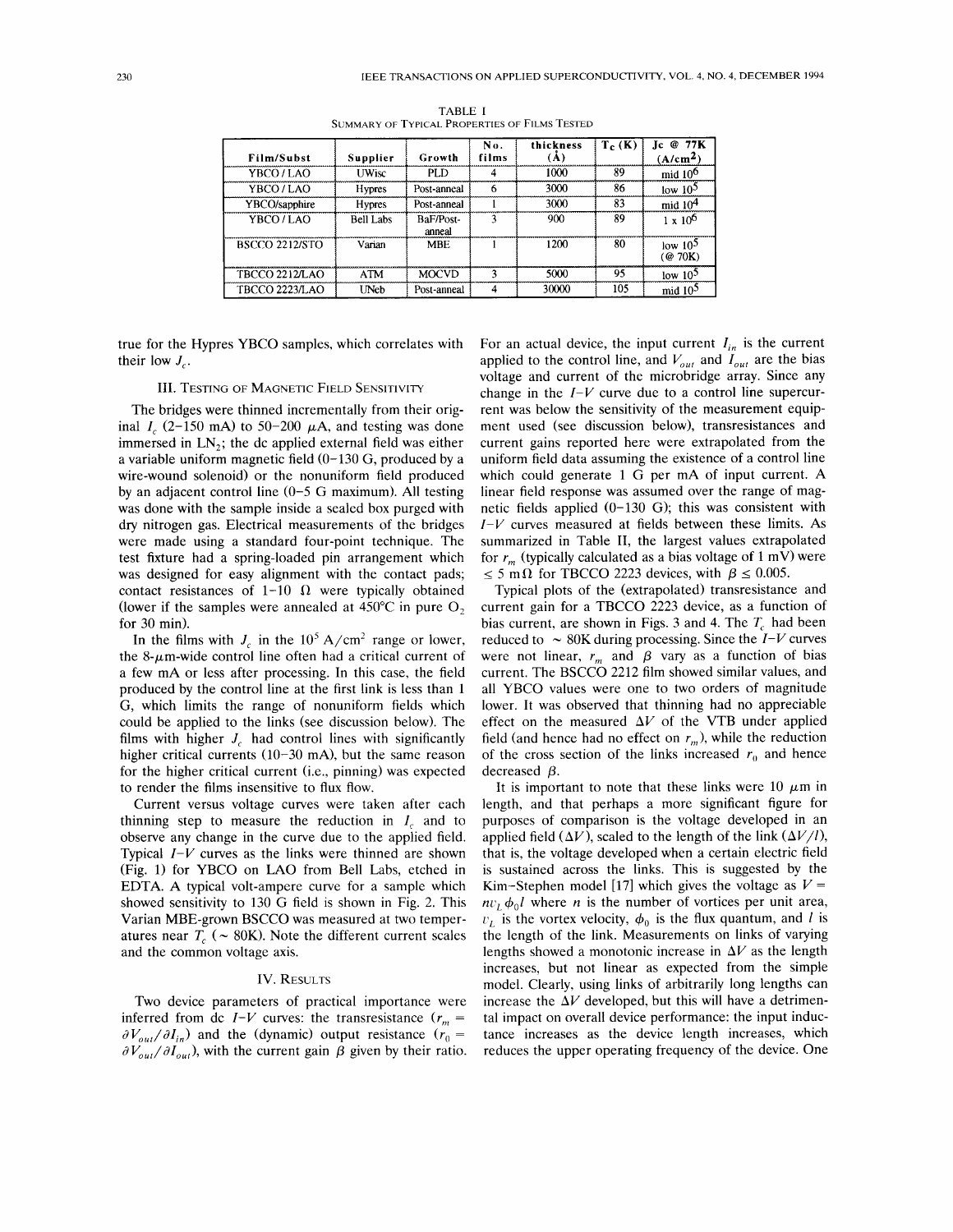TABLE I
SUMMARY OF TYPICAL PROPERTIES OF FILMS TESTED

| Film/Subst | Supplier | Growth | No. films | thickness (Å) | Tc (K) | Jc @ 77K (A/cm²) |
|---|---|---|---|---|---|---|
| YBCO / LAO | UWisc | PLD | 4 | 1000 | 89 | mid $10^6$ |
| YBCO / LAO | Hypres | Post-anneal | 6 | 3000 | 86 | low $10^5$ |
| YBCO/sapphire | Hypres | Post-anneal | 1 | 3000 | 83 | mid $10^4$ |
| YBCO / LAO | Bell Labs | BaF/Post-anneal | 3 | 900 | 89 | $1 \times 10^6$ |
| BSCCO 2212/STO | Varian | MBE | 1 | 1200 | 80 | low $10^5$ (@ 70K) |
| TBCCO 2212/LAO | ATM | MOCVD | 3 | 5000 | 95 | low $10^5$ |
| TBCCO 2223/LAO | UNeb | Post-anneal | 4 | 30000 | 105 | mid $10^5$ |

true for the Hypres YBCO samples, which correlates with their low $J_c$.

## III. Testing of Magnetic Field Sensitivity

The bridges were thinned incrementally from their original $I_c$ (2–150 mA) to 50–200 $\mu$A, and testing was done immersed in $LN_2$; the dc applied external field was either a variable uniform magnetic field (0–130 G, produced by a wire-wound solenoid) or the nonuniform field produced by an adjacent control line (0–5 G maximum). All testing was done with the sample inside a sealed box purged with dry nitrogen gas. Electrical measurements of the bridges were made using a standard four-point technique. The test fixture had a spring-loaded pin arrangement which was designed for easy alignment with the contact pads; contact resistances of 1–10 $\Omega$ were typically obtained (lower if the samples were annealed at 450°C in pure $O_2$ for 30 min).

In the films with $J_c$ in the $10^5$ A/cm² range or lower, the 8-$\mu$m-wide control line often had a critical current of a few mA or less after processing. In this case, the field produced by the control line at the first link is less than 1 G, which limits the range of nonuniform fields which could be applied to the links (see discussion below). The films with higher $J_c$ had control lines with significantly higher critical currents (10–30 mA), but the same reason for the higher critical current (i.e., pinning) was expected to render the films insensitive to flux flow.

Current versus voltage curves were taken after each thinning step to measure the reduction in $I_c$ and to observe any change in the curve due to the applied field. Typical $I$–$V$ curves as the links were thinned are shown (Fig. 1) for YBCO on LAO from Bell Labs, etched in EDTA. A typical volt-ampere curve for a sample which showed sensitivity to 130 G field is shown in Fig. 2. This Varian MBE-grown BSCCO was measured at two temperatures near $T_c$ (~ 80K). Note the different current scales and the common voltage axis.

## IV. Results

Two device parameters of practical importance were inferred from dc $I$–$V$ curves: the transresistance ($r_m = \partial V_{out}/\partial I_{in}$) and the (dynamic) output resistance ($r_0 = \partial V_{out}/\partial I_{out}$), with the current gain $\beta$ given by their ratio. For an actual device, the input current $I_{in}$ is the current applied to the control line, and $V_{out}$ and $I_{out}$ are the bias voltage and current of the microbridge array. Since any change in the $I$–$V$ curve due to a control line supercurrent was below the sensitivity of the measurement equipment used (see discussion below), transresistances and current gains reported here were extrapolated from the uniform field data assuming the existence of a control line which could generate 1 G per mA of input current. A linear field response was assumed over the range of magnetic fields applied (0–130 G); this was consistent with $I$–$V$ curves measured at fields between these limits. As summarized in Table II, the largest values extrapolated for $r_m$ (typically calculated as a bias voltage of 1 mV) were $\leq 5$ m$\Omega$ for TBCCO 2223 devices, with $\beta \leq 0.005$.

Typical plots of the (extrapolated) transresistance and current gain for a TBCCO 2223 device, as a function of bias current, are shown in Figs. 3 and 4. The $T_c$ had been reduced to ~ 80K during processing. Since the $I$–$V$ curves were not linear, $r_m$ and $\beta$ vary as a function of bias current. The BSCCO 2212 film showed similar values, and all YBCO values were one to two orders of magnitude lower. It was observed that thinning had no appreciable effect on the measured $\Delta V$ of the VTB under applied field (and hence had no effect on $r_m$), while the reduction of the cross section of the links increased $r_0$ and hence decreased $\beta$.

It is important to note that these links were 10 $\mu$m in length, and that perhaps a more significant figure for purposes of comparison is the voltage developed in an applied field ($\Delta V$), scaled to the length of the link ($\Delta V/l$), that is, the voltage developed when a certain electric field is sustained across the links. This is suggested by the Kim–Stephen model [17] which gives the voltage as $V = nv_L\phi_0 l$ where $n$ is the number of vortices per unit area, $v_L$ is the vortex velocity, $\phi_0$ is the flux quantum, and $l$ is the length of the link. Measurements on links of varying lengths showed a monotonic increase in $\Delta V$ as the length increases, but not linear as expected from the simple model. Clearly, using links of arbitrarily long lengths can increase the $\Delta V$ developed, but this will have a detrimental impact on overall device performance: the input inductance increases as the device length increases, which reduces the upper operating frequency of the device. One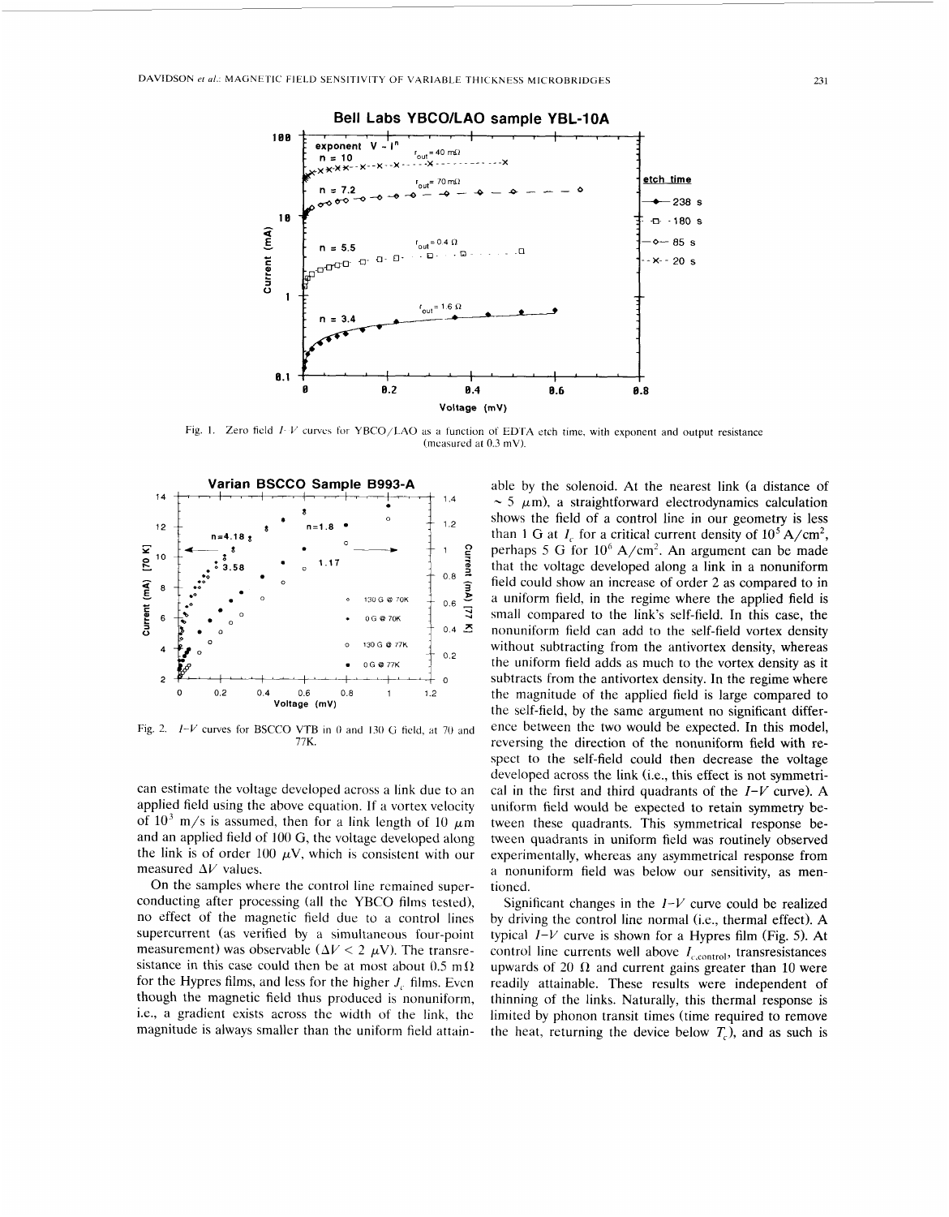Fig. 1. Zero field $I$–$V$ curves for YBCO/LAO as a function of EDTA etch time, with exponent and output resistance (measured at 0.3 mV).

Fig. 2. $I$–$V$ curves for BSCCO VTB in 0 and 130 G field, at 70 and 77K.

can estimate the voltage developed across a link due to an applied field using the above equation. If a vortex velocity of $10^3$ m/s is assumed, then for a link length of 10 $\mu$m and an applied field of 100 G, the voltage developed along the link is of order 100 $\mu$V, which is consistent with our measured $\Delta V$ values.

On the samples where the control line remained superconducting after processing (all the YBCO films tested), no effect of the magnetic field due to a control lines supercurrent (as verified by a simultaneous four-point measurement) was observable ($\Delta V < 2$ $\mu$V). The transresistance in this case could then be at most about 0.5 m$\Omega$ for the Hypres films, and less for the higher $J_c$ films. Even though the magnetic field thus produced is nonuniform, i.e., a gradient exists across the width of the link, the magnitude is always smaller than the uniform field attainable by the solenoid. At the nearest link (a distance of $\sim 5$ $\mu$m), a straightforward electrodynamics calculation shows the field of a control line in our geometry is less than 1 G at $I_c$ for a critical current density of $10^5$ A/cm$^2$, perhaps 5 G for $10^6$ A/cm$^2$. An argument can be made that the voltage developed along a link in a nonuniform field could show an increase of order 2 as compared to in a uniform field, in the regime where the applied field is small compared to the link's self-field. In this case, the nonuniform field can add to the self-field vortex density without subtracting from the antivortex density, whereas the uniform field adds as much to the vortex density as it subtracts from the antivortex density. In the regime where the magnitude of the applied field is large compared to the self-field, by the same argument no significant difference between the two would be expected. In this model, reversing the direction of the nonuniform field with respect to the self-field could then decrease the voltage developed across the link (i.e., this effect is not symmetrical in the first and third quadrants of the $I$–$V$ curve). A uniform field would be expected to retain symmetry between these quadrants. This symmetrical response between quadrants in uniform field was routinely observed experimentally, whereas any asymmetrical response from a nonuniform field was below our sensitivity, as mentioned.

Significant changes in the $I$–$V$ curve could be realized by driving the control line normal (i.e., thermal effect). A typical $I$–$V$ curve is shown for a Hypres film (Fig. 5). At control line currents well above $I_{c,\text{control}}$, transresistances upwards of 20 $\Omega$ and current gains greater than 10 were readily attainable. These results were independent of thinning of the links. Naturally, this thermal response is limited by phonon transit times (time required to remove the heat, returning the device below $T_c$), and as such is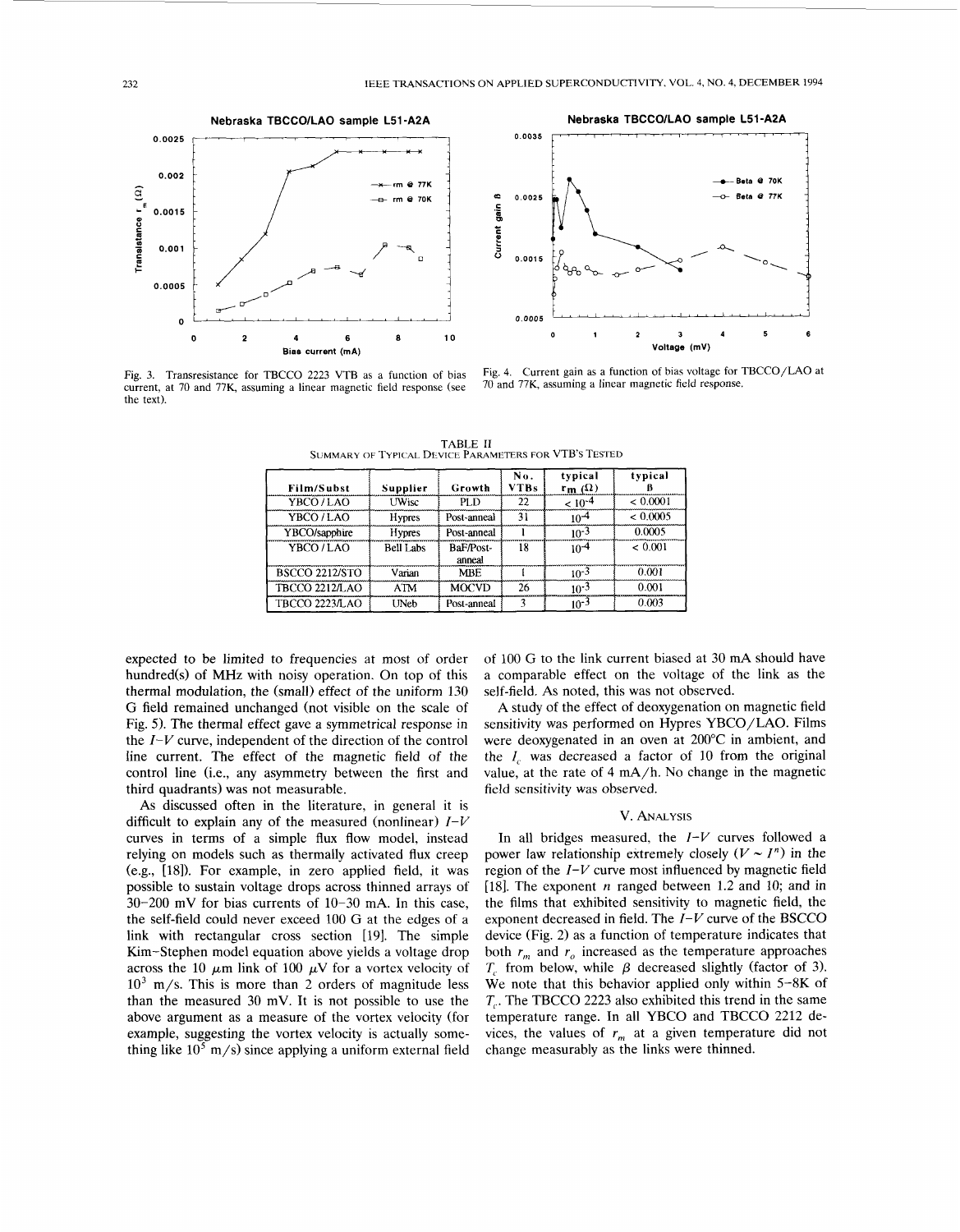Fig. 3. Transresistance for TBCCO 2223 VTB as a function of bias current, at 70 and 77K, assuming a linear magnetic field response (see the text).

Fig. 4. Current gain as a function of bias voltage for TBCCO/LAO at 70 and 77K, assuming a linear magnetic field response.

TABLE II
SUMMARY OF TYPICAL DEVICE PARAMETERS FOR VTB'S TESTED

| Film/Subst | Supplier | Growth | No. VTBs | typical $r_m$ (Ω) | typical β |
|---|---|---|---|---|---|
| YBCO / LAO | UWisc | PLD | 22 | $< 10^{-4}$ | < 0.0001 |
| YBCO / LAO | Hypres | Post-anneal | 31 | $10^{-4}$ | < 0.0005 |
| YBCO/sapphire | Hypres | Post-anneal | 1 | $10^{-3}$ | 0.0005 |
| YBCO / LAO | Bell Labs | BaF/Post-anneal | 18 | $10^{-4}$ | < 0.001 |
| BSCCO 2212/STO | Varian | MBE | 1 | $10^{-3}$ | 0.001 |
| TBCCO 2212/LAO | ATM | MOCVD | 26 | $10^{-3}$ | 0.001 |
| TBCCO 2223/LAO | UNeb | Post-anneal | 3 | $10^{-3}$ | 0.003 |

expected to be limited to frequencies at most of order hundred(s) of MHz with noisy operation. On top of this thermal modulation, the (small) effect of the uniform 130 G field remained unchanged (not visible on the scale of Fig. 5). The thermal effect gave a symmetrical response in the $I$–$V$ curve, independent of the direction of the control line current. The effect of the magnetic field of the control line (i.e., any asymmetry between the first and third quadrants) was not measurable.

As discussed often in the literature, in general it is difficult to explain any of the measured (nonlinear) $I$–$V$ curves in terms of a simple flux flow model, instead relying on models such as thermally activated flux creep (e.g., [18]). For example, in zero applied field, it was possible to sustain voltage drops across thinned arrays of 30–200 mV for bias currents of 10–30 mA. In this case, the self-field could never exceed 100 G at the edges of a link with rectangular cross section [19]. The simple Kim–Stephen model equation above yields a voltage drop across the 10 $\mu$m link of 100 $\mu$V for a vortex velocity of $10^3$ m/s. This is more than 2 orders of magnitude less than the measured 30 mV. It is not possible to use the above argument as a measure of the vortex velocity (for example, suggesting the vortex velocity is actually something like $10^5$ m/s) since applying a uniform external field of 100 G to the link current biased at 30 mA should have a comparable effect on the voltage of the link as the self-field. As noted, this was not observed.

A study of the effect of deoxygenation on magnetic field sensitivity was performed on Hypres YBCO/LAO. Films were deoxygenated in an oven at 200°C in ambient, and the $I_c$ was decreased a factor of 10 from the original value, at the rate of 4 mA/h. No change in the magnetic field sensitivity was observed.

## V. Analysis

In all bridges measured, the $I$–$V$ curves followed a power law relationship extremely closely ($V \sim I^n$) in the region of the $I$–$V$ curve most influenced by magnetic field [18]. The exponent $n$ ranged between 1.2 and 10; and in the films that exhibited sensitivity to magnetic field, the exponent decreased in field. The $I$–$V$ curve of the BSCCO device (Fig. 2) as a function of temperature indicates that both $r_m$ and $r_o$ increased as the temperature approaches $T_c$ from below, while $\beta$ decreased slightly (factor of 3). We note that this behavior applied only within 5–8K of $T_c$. The TBCCO 2223 also exhibited this trend in the same temperature range. In all YBCO and TBCCO 2212 devices, the values of $r_m$ at a given temperature did not change measurably as the links were thinned.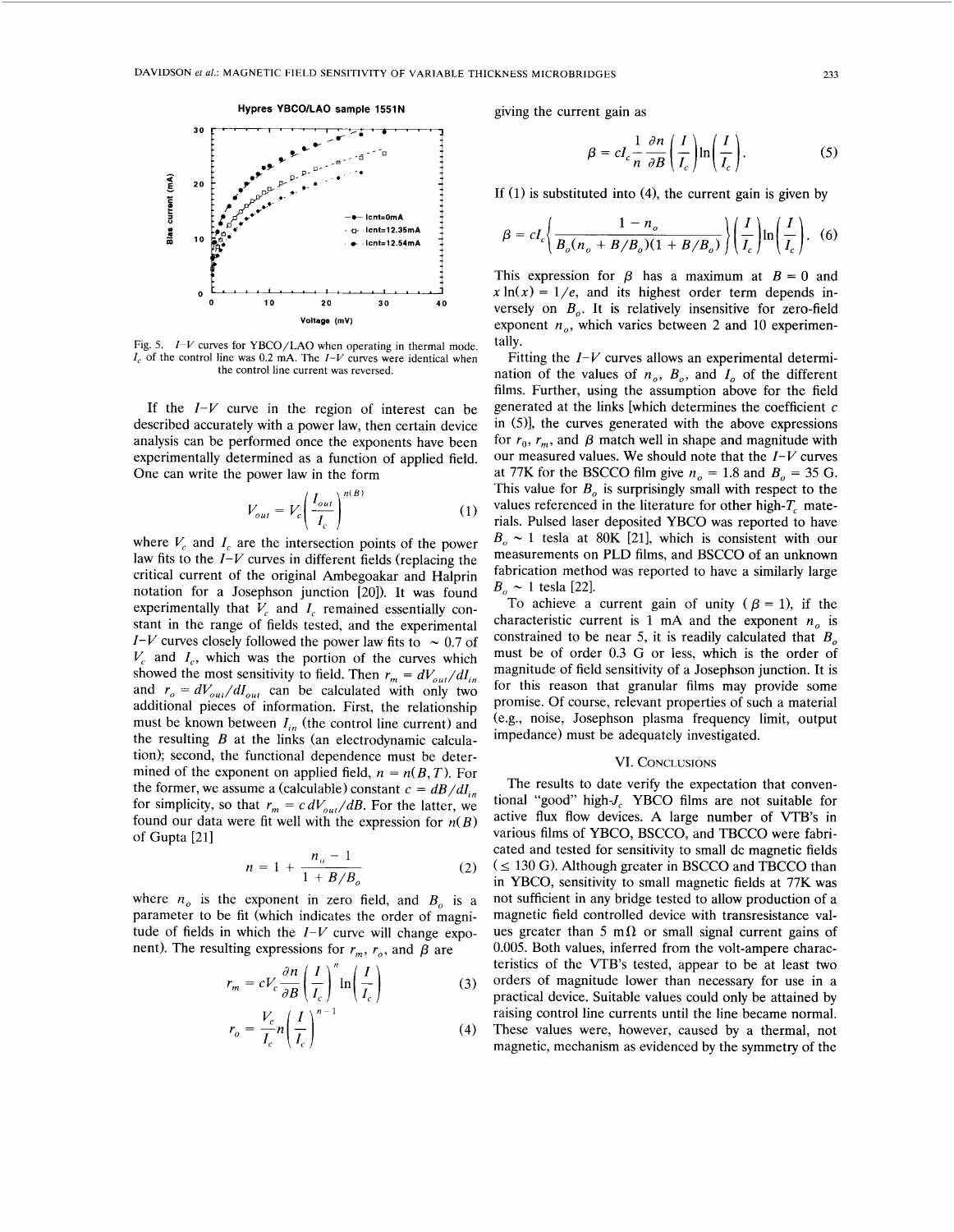Fig. 5. $I$–$V$ curves for YBCO/LAO when operating in thermal mode. $I_c$ of the control line was 0.2 mA. The $I$–$V$ curves were identical when the control line current was reversed.

If the $I$–$V$ curve in the region of interest can be described accurately with a power law, then certain device analysis can be performed once the exponents have been experimentally determined as a function of applied field. One can write the power law in the form

$$V_{out} = V_c \left( \frac{I_{out}}{I_c} \right)^{n(B)} \tag{1}$$

where $V_c$ and $I_c$ are the intersection points of the power law fits to the $I$–$V$ curves in different fields (replacing the critical current of the original Ambegoakar and Halprin notation for a Josephson junction [20]). It was found experimentally that $V_c$ and $I_c$ remained essentially constant in the range of fields tested, and the experimental $I$–$V$ curves closely followed the power law fits to $\sim 0.7$ of $V_c$ and $I_c$, which was the portion of the curves which showed the most sensitivity to field. Then $r_m = dV_{out}/dI_{in}$ and $r_o = dV_{out}/dI_{out}$ can be calculated with only two additional pieces of information. First, the relationship must be known between $I_{in}$ (the control line current) and the resulting $B$ at the links (an electrodynamic calculation); second, the functional dependence must be determined of the exponent on applied field, $n = n(B, T)$. For the former, we assume a (calculable) constant $c = dB/dI_{in}$ for simplicity, so that $r_m = c\, dV_{out}/dB$. For the latter, we found our data were fit well with the expression for $n(B)$ of Gupta [21]

$$n = 1 + \frac{n_o - 1}{1 + B/B_o} \tag{2}$$

where $n_o$ is the exponent in zero field, and $B_o$ is a parameter to be fit (which indicates the order of magnitude of fields in which the $I$–$V$ curve will change exponent). The resulting expressions for $r_m$, $r_o$, and $\beta$ are

$$r_m = cV_c \frac{\partial n}{\partial B} \left( \frac{I}{I_c} \right)^n \ln\left( \frac{I}{I_c} \right) \tag{3}$$

$$r_o = \frac{V_c}{I_c} n \left( \frac{I}{I_c} \right)^{n-1} \tag{4}$$

giving the current gain as

$$\beta = cI_c \frac{1}{n} \frac{\partial n}{\partial B} \left( \frac{I}{I_c} \right) \ln\left( \frac{I}{I_c} \right). \tag{5}$$

If (1) is substituted into (4), the current gain is given by

$$\beta = cI_c \left\{ \frac{1 - n_o}{B_o(n_o + B/B_o)(1 + B/B_o)} \right\} \left( \frac{I}{I_c} \right) \ln\left( \frac{I}{I_c} \right). \tag{6}$$

This expression for $\beta$ has a maximum at $B = 0$ and $x \ln(x) = 1/e$, and its highest order term depends inversely on $B_o$. It is relatively insensitive for zero-field exponent $n_o$, which varies between 2 and 10 experimentally.

Fitting the $I$–$V$ curves allows an experimental determination of the values of $n_o$, $B_o$, and $I_o$ of the different films. Further, using the assumption above for the field generated at the links [which determines the coefficient $c$ in (5)], the curves generated with the above expressions for $r_0$, $r_m$, and $\beta$ match well in shape and magnitude with our measured values. We should note that the $I$–$V$ curves at 77K for the BSCCO film give $n_o = 1.8$ and $B_o = 35$ G. This value for $B_o$ is surprisingly small with respect to the values referenced in the literature for other high-$T_c$ materials. Pulsed laser deposited YBCO was reported to have $B_o \sim 1$ tesla at 80K [21], which is consistent with our measurements on PLD films, and BSCCO of an unknown fabrication method was reported to have a similarly large $B_o \sim 1$ tesla [22].

To achieve a current gain of unity ($\beta = 1$), if the characteristic current is 1 mA and the exponent $n_o$ is constrained to be near 5, it is readily calculated that $B_o$ must be of order 0.3 G or less, which is the order of magnitude of field sensitivity of a Josephson junction. It is for this reason that granular films may provide some promise. Of course, relevant properties of such a material (e.g., noise, Josephson plasma frequency limit, output impedance) must be adequately investigated.

## VI. Conclusions

The results to date verify the expectation that conventional "good" high-$J_c$ YBCO films are not suitable for active flux flow devices. A large number of VTB's in various films of YBCO, BSCCO, and TBCCO were fabricated and tested for sensitivity to small dc magnetic fields ($\leq 130$ G). Although greater in BSCCO and TBCCO than in YBCO, sensitivity to small magnetic fields at 77K was not sufficient in any bridge tested to allow production of a magnetic field controlled device with transresistance values greater than 5 m$\Omega$ or small signal current gains of 0.005. Both values, inferred from the volt-ampere characteristics of the VTB's tested, appear to be at least two orders of magnitude lower than necessary for use in a practical device. Suitable values could only be attained by raising control line currents until the line became normal. These values were, however, caused by a thermal, not magnetic, mechanism as evidenced by the symmetry of the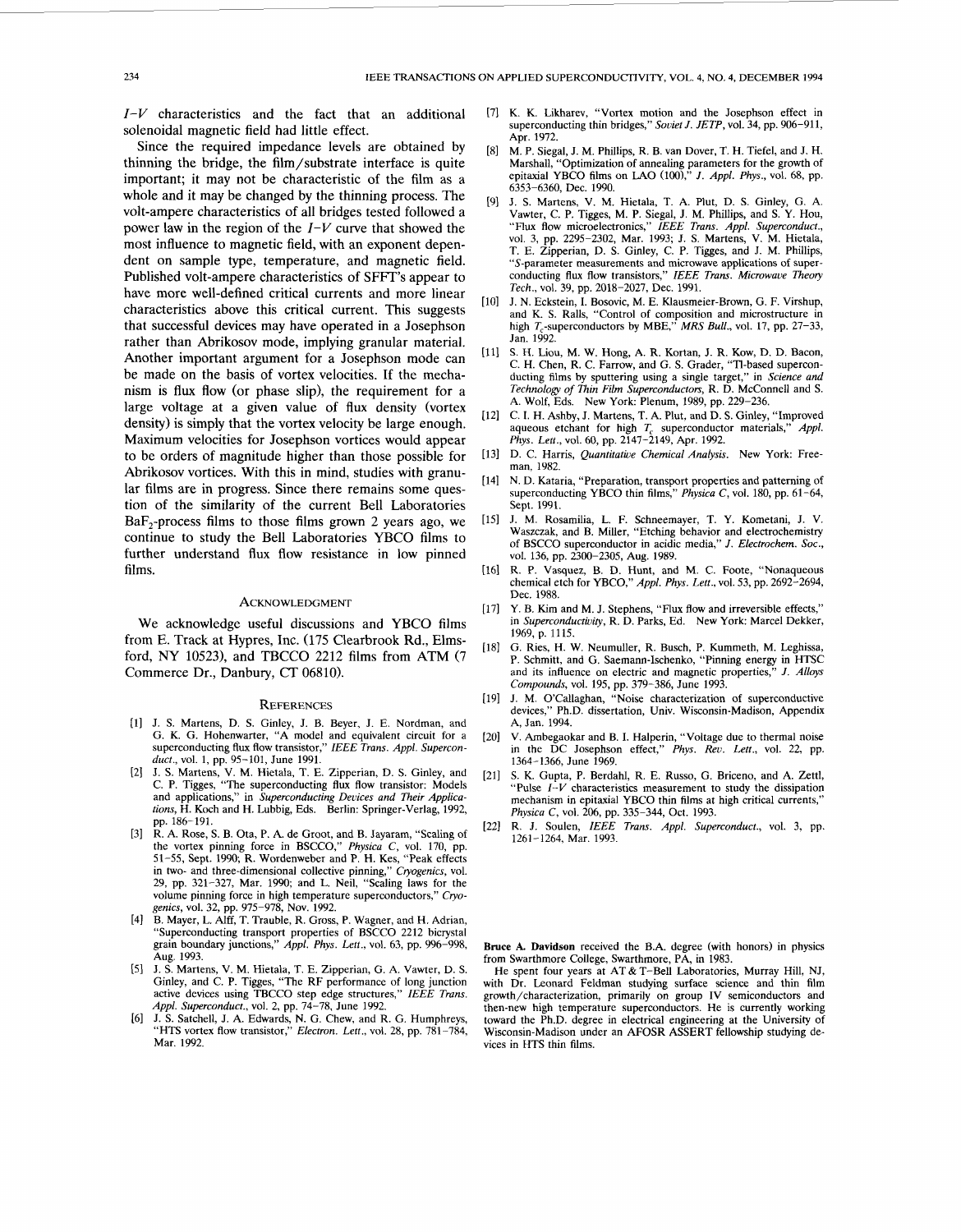$I$–$V$ characteristics and the fact that an additional solenoidal magnetic field had little effect.

Since the required impedance levels are obtained by thinning the bridge, the film/substrate interface is quite important; it may not be characteristic of the film as a whole and it may be changed by the thinning process. The volt-ampere characteristics of all bridges tested followed a power law in the region of the $I$–$V$ curve that showed the most influence to magnetic field, with an exponent dependent on sample type, temperature, and magnetic field. Published volt-ampere characteristics of SFFT's appear to have more well-defined critical currents and more linear characteristics above this critical current. This suggests that successful devices may have operated in a Josephson rather than Abrikosov mode, implying granular material. Another important argument for a Josephson mode can be made on the basis of vortex velocities. If the mechanism is flux flow (or phase slip), the requirement for a large voltage at a given value of flux density (vortex density) is simply that the vortex velocity be large enough. Maximum velocities for Josephson vortices would appear to be orders of magnitude higher than those possible for Abrikosov vortices. With this in mind, studies with granular films are in progress. Since there remains some question of the similarity of the current Bell Laboratories $BaF_2$-process films to those films grown 2 years ago, we continue to study the Bell Laboratories YBCO films to further understand flux flow resistance in low pinned films.

## Acknowledgment

We acknowledge useful discussions and YBCO films from E. Track at Hypres, Inc. (175 Clearbrook Rd., Elmsford, NY 10523), and TBCCO 2212 films from ATM (7 Commerce Dr., Danbury, CT 06810).

## References

[1] J. S. Martens, D. S. Ginley, J. B. Beyer, J. E. Nordman, and G. K. G. Hohenwarter, "A model and equivalent circuit for a superconducting flux flow transistor," *IEEE Trans. Appl. Superconduct.*, vol. 1, pp. 95–101, June 1991.

[2] J. S. Martens, V. M. Hietala, T. E. Zipperian, D. S. Ginley, and C. P. Tigges, "The superconducting flux flow transistor: Models and applications," in *Superconducting Devices and Their Applications*, H. Koch and H. Lubbig, Eds. Berlin: Springer-Verlag, 1992, pp. 186–191.

[3] R. A. Rose, S. B. Ota, P. A. de Groot, and B. Jayaram, "Scaling of the vortex pinning force in BSCCO," *Physica C*, vol. 170, pp. 51–55, Sept. 1990; R. Wordenweber and P. H. Kes, "Peak effects in two- and three-dimensional collective pinning," *Cryogenics*, vol. 29, pp. 321–327, Mar. 1990; and L. Neil, "Scaling laws for the volume pinning force in high temperature superconductors," *Cryogenics*, vol. 32, pp. 975–978, Nov. 1992.

[4] B. Mayer, L. Alff, T. Trauble, R. Gross, P. Wagner, and H. Adrian, "Superconducting transport properties of BSCCO 2212 bicrystal grain boundary junctions," *Appl. Phys. Lett.*, vol. 63, pp. 996–998, Aug. 1993.

[5] J. S. Martens, V. M. Hietala, T. E. Zipperian, G. A. Vawter, D. S. Ginley, and C. P. Tigges, "The RF performance of long junction active devices using TBCCO step edge structures," *IEEE Trans. Appl. Superconduct.*, vol. 2, pp. 74–78, June 1992.

[6] J. S. Satchell, J. A. Edwards, N. G. Chew, and R. G. Humphreys, "HTS vortex flow transistor," *Electron. Lett.*, vol. 28, pp. 781–784, Mar. 1992.

[7] K. K. Likharev, "Vortex motion and the Josephson effect in superconducting thin bridges," *Soviet J. JETP*, vol. 34, pp. 906–911, Apr. 1972.

[8] M. P. Siegal, J. M. Phillips, R. B. van Dover, T. H. Tiefel, and J. H. Marshall, "Optimization of annealing parameters for the growth of epitaxial YBCO films on LAO (100)," *J. Appl. Phys.*, vol. 68, pp. 6353–6360, Dec. 1990.

[9] J. S. Martens, V. M. Hietala, T. A. Plut, D. S. Ginley, G. A. Vawter, C. P. Tigges, M. P. Siegal, J. M. Phillips, and S. Y. Hou, "Flux flow microelectronics," *IEEE Trans. Appl. Superconduct.*, vol. 3, pp. 2295–2302, Mar. 1993; J. S. Martens, V. M. Hietala, T. E. Zipperian, D. S. Ginley, C. P. Tigges, and J. M. Phillips, "S-parameter measurements and microwave applications of superconducting flux flow transistors," *IEEE Trans. Microwave Theory Tech.*, vol. 39, pp. 2018–2027, Dec. 1991.

[10] J. N. Eckstein, I. Bosovic, M. E. Klausmeier-Brown, G. F. Virshup, and K. S. Ralls, "Control of composition and microstructure in high $T_c$-superconductors by MBE," *MRS Bull.*, vol. 17, pp. 27–33, Jan. 1992.

[11] S. H. Liou, M. W. Hong, A. R. Kortan, J. R. Kow, D. D. Bacon, C. H. Chen, R. C. Farrow, and G. S. Grader, "Tl-based superconducting films by sputtering using a single target," in *Science and Technology of Thin Film Superconductors*, R. D. McConnell and S. A. Wolf, Eds. New York: Plenum, 1989, pp. 229–236.

[12] C. I. H. Ashby, J. Martens, T. A. Plut, and D. S. Ginley, "Improved aqueous etchant for high $T_c$ superconductor materials," *Appl. Phys. Lett.*, vol. 60, pp. 2147–2149, Apr. 1992.

[13] D. C. Harris, *Quantitative Chemical Analysis*. New York: Freeman, 1982.

[14] N. D. Kataria, "Preparation, transport properties and patterning of superconducting YBCO thin films," *Physica C*, vol. 180, pp. 61–64, Sept. 1991.

[15] J. M. Rosamilia, L. F. Schneemayer, T. Y. Kometani, J. V. Waszczak, and B. Miller, "Etching behavior and electrochemistry of BSCCO superconductor in acidic media," *J. Electrochem. Soc.*, vol. 136, pp. 2300–2305, Aug. 1989.

[16] R. P. Vasquez, B. D. Hunt, and M. C. Foote, "Nonaqueous chemical etch for YBCO," *Appl. Phys. Lett.*, vol. 53, pp. 2692–2694, Dec. 1988.

[17] Y. B. Kim and M. J. Stephens, "Flux flow and irreversible effects," in *Superconductivity*, R. D. Parks, Ed. New York: Marcel Dekker, 1969, p. 1115.

[18] G. Ries, H. W. Neumuller, R. Busch, P. Kummeth, M. Leghissa, P. Schmitt, and G. Saemann-Ischenko, "Pinning energy in HTSC and its influence on electric and magnetic properties," *J. Alloys Compounds*, vol. 195, pp. 379–386, June 1993.

[19] J. M. O'Callaghan, "Noise characterization of superconductive devices," Ph.D. dissertation, Univ. Wisconsin-Madison, Appendix A, Jan. 1994.

[20] V. Ambegaokar and B. I. Halperin, "Voltage due to thermal noise in the DC Josephson effect," *Phys. Rev. Lett.*, vol. 22, pp. 1364–1366, June 1969.

[21] S. K. Gupta, P. Berdahl, R. E. Russo, G. Briceno, and A. Zettl, "Pulse $I$–$V$ characteristics measurement to study the dissipation mechanism in epitaxial YBCO thin films at high critical currents," *Physica C*, vol. 206, pp. 335–344, Oct. 1993.

[22] R. J. Soulen, *IEEE Trans. Appl. Superconduct.*, vol. 3, pp. 1261–1264, Mar. 1993.

**Bruce A. Davidson** received the B.A. degree (with honors) in physics from Swarthmore College, Swarthmore, PA, in 1983.

He spent four years at AT&T-Bell Laboratories, Murray Hill, NJ, with Dr. Leonard Feldman studying surface science and thin film growth/characterization, primarily on group IV semiconductors and then-new high temperature superconductors. He is currently working toward the Ph.D. degree in electrical engineering at the University of Wisconsin-Madison under an AFOSR ASSERT fellowship studying devices in HTS thin films.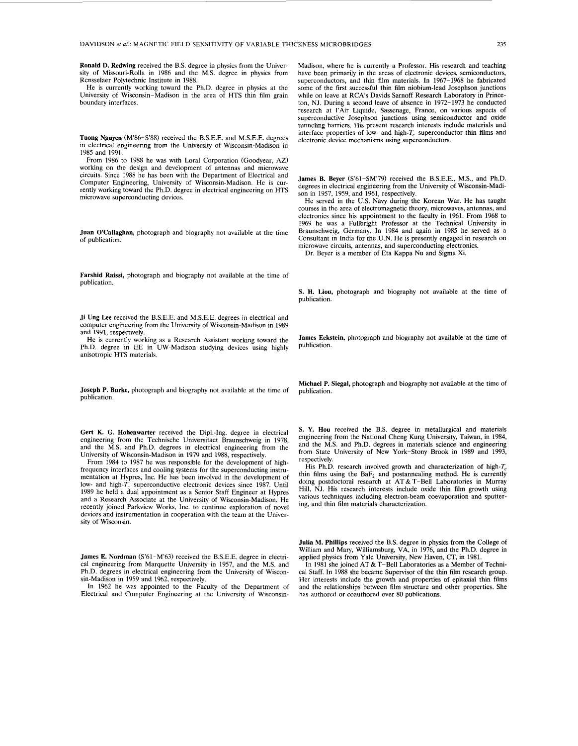**Ronald D. Redwing** received the B.S. degree in physics from the University of Missouri-Rolla in 1986 and the M.S. degree in physics from Rensselaer Polytechnic Institute in 1988.

He is currently working toward the Ph.D. degree in physics at the University of Wisconsin–Madison in the area of HTS thin film grain boundary interfaces.

**Tuong Nguyen** (M'86–S'88) received the B.S.E.E. and M.S.E.E. degrees in electrical engineering from the University of Wisconsin-Madison in 1985 and 1991.

From 1986 to 1988 he was with Loral Corporation (Goodyear, AZ) working on the design and development of antennas and microwave circuits. Since 1988 he has been with the Department of Electrical and Computer Engineering, University of Wisconsin-Madison. He is currently working toward the Ph.D. degree in electrical engineering on HTS microwave superconducting devices.

**Juan O'Callaghan,** photograph and biography not available at the time of publication.

**Farshid Raissi,** photograph and biography not available at the time of publication.

**Ji Ung Lee** received the B.S.E.E. and M.S.E.E. degrees in electrical and computer engineering from the University of Wisconsin-Madison in 1989 and 1991, respectively.

He is currently working as a Research Assistant working toward the Ph.D. degree in EE in UW-Madison studying devices using highly anisotropic HTS materials.

**Joseph P. Burke,** photograph and biography not available at the time of publication.

**Gert K. G. Hohenwarter** received the Dipl.-Ing. degree in electrical engineering from the Technische Universitaet Braunschweig in 1978, and the M.S. and Ph.D. degrees in electrical engineering from the University of Wisconsin-Madison in 1979 and 1988, respectively.

From 1984 to 1987 he was responsible for the development of high-frequency interfaces and cooling systems for the superconducting instrumentation at Hypres, Inc. He has been involved in the development of low- and high-$T_c$ superconductive electronic devices since 1987. Until 1989 he held a dual appointment as a Senior Staff Engineer at Hypres and a Research Associate at the University of Wisconsin-Madison. He recently joined Parkview Works, Inc. to continue exploration of novel devices and instrumentation in cooperation with the team at the University of Wisconsin.

**James E. Nordman** (S'61–M'63) received the B.S.E.E. degree in electrical engineering from Marquette University in 1957, and the M.S. and Ph.D. degrees in electrical engineering from the University of Wisconsin-Madison in 1959 and 1962, respectively.

In 1962 he was appointed to the Faculty of the Department of Electrical and Computer Engineering at the University of Wisconsin-Madison, where he is currently a Professor. His research and teaching have been primarily in the areas of electronic devices, semiconductors, superconductors, and thin film materials. In 1967–1968 he fabricated some of the first successful thin film niobium-lead Josephson junctions while on leave at RCA's Davids Sarnoff Research Laboratory in Princeton, NJ. During a second leave of absence in 1972–1973 he conducted research at l'Air Liquide, Sassenage, France, on various aspects of superconductive Josephson junctions using semiconductor and oxide tunneling barriers. His present research interests include materials and interface properties of low- and high-$T_c$ superconductor thin films and electronic device mechanisms using superconductors.

**James B. Beyer** (S'61–SM'79) received the B.S.E.E., M.S., and Ph.D. degrees in electrical engineering from the University of Wisconsin-Madison in 1957, 1959, and 1961, respectively.

He served in the U.S. Navy during the Korean War. He has taught courses in the area of electromagnetic theory, microwaves, antennas, and electronics since his appointment to the faculty in 1961. From 1968 to 1969 he was a Fullbright Professor at the Technical University in Braunschweig, Germany. In 1984 and again in 1985 he served as a Consultant in India for the U.N. He is presently engaged in research on microwave circuits, antennas, and superconducting electronics.

Dr. Beyer is a member of Eta Kappa Nu and Sigma Xi.

**S. H. Liou,** photograph and biography not available at the time of publication.

**James Eckstein,** photograph and biography not available at the time of publication.

**Michael P. Siegal,** photograph and biography not available at the time of publication.

**S. Y. Hou** received the B.S. degree in metallurgical and materials engineering from the National Cheng Kung University, Taiwan, in 1984, and the M.S. and Ph.D. degrees in materials science and engineering from State University of New York–Stony Brook in 1989 and 1993, respectively.

His Ph.D. research involved growth and characterization of high-$T_c$ thin films using the $BaF_2$ and postannealing method. He is currently doing postdoctoral research at AT&T–Bell Laboratories in Murray Hill, NJ. His research interests include oxide thin film growth using various techniques including electron-beam coevaporation and sputtering, and thin film materials characterization.

**Julia M. Phillips** received the B.S. degree in physics from the College of William and Mary, Williamsburg, VA, in 1976, and the Ph.D. degree in applied physics from Yale University, New Haven, CT, in 1981.

In 1981 she joined AT&T–Bell Laboratories as a Member of Technical Staff. In 1988 she became Supervisor of the thin film research group. Her interests include the growth and properties of epitaxial thin films and the relationships between film structure and other properties. She has authored or coauthored over 80 publications.